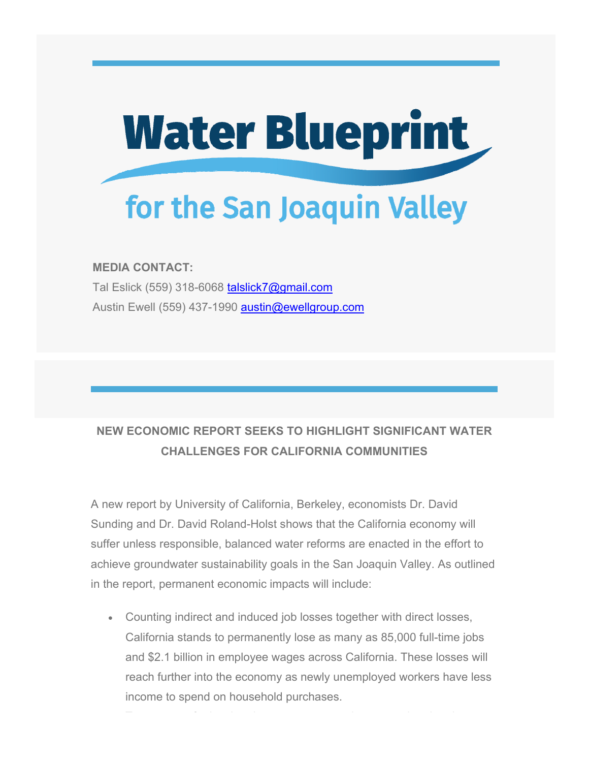# Water Blueprint

## for the San Joaquin Valley

**MEDIA CONTACT:**

Tal Eslick (559) 318-6068 talslick7@gmail.com

Austin Ewell (559) 437-1990 austin@ewellgroup.com

**NEW ECONOMIC REPORT SEEKS TO HIGHLIGHT SIGNIFICANT WATER CHALLENGES FOR CALIFORNIA COMMUNITIES**

A new report by University of California, Berkeley, economists Dr. David Sunding and Dr. David Roland-Holst shows that the California economy will suffer unless responsible, balanced water reforms are enacted in the effort to achieve groundwater sustainability goals in the San Joaquin Valley. As outlined in the report, permanent economic impacts will include:

- Counting indirect and induced job losses together with direct losses, California stands to permanently lose as many as 85,000 full-time jobs and $2.1 billion in employee wages across California. These losses will reach further into the economy as newly unemployed workers have less income to spend on household purchases.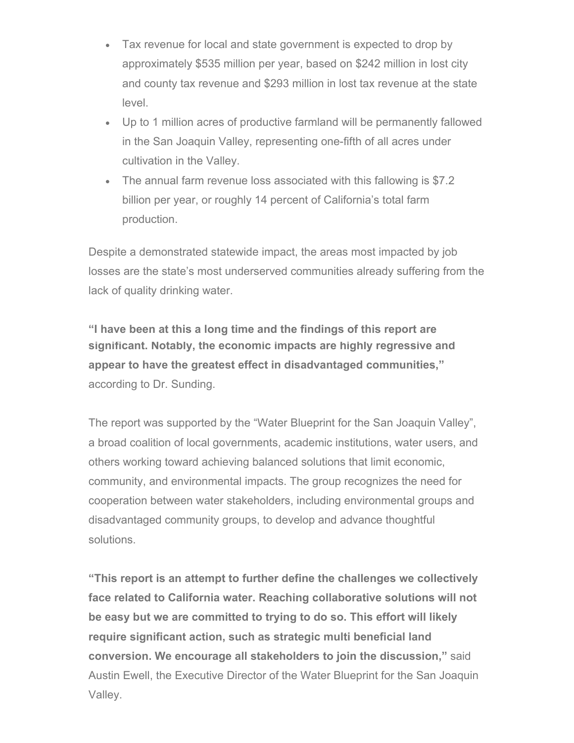- Tax revenue for local and state government is expected to drop by approximately $535 million per year, based on $242 million in lost city and county tax revenue and $293 million in lost tax revenue at the state level.
- Up to 1 million acres of productive farmland will be permanently fallowed in the San Joaquin Valley, representing one-fifth of all acres under cultivation in the Valley.
- The annual farm revenue loss associated with this fallowing is $7.2 billion per year, or roughly 14 percent of California's total farm production.

Despite a demonstrated statewide impact, the areas most impacted by job losses are the state's most underserved communities already suffering from the lack of quality drinking water.

**"I have been at this a long time and the findings of this report are significant. Notably, the economic impacts are highly regressive and appear to have the greatest effect in disadvantaged communities,"** according to Dr. Sunding.

The report was supported by the "Water Blueprint for the San Joaquin Valley", a broad coalition of local governments, academic institutions, water users, and others working toward achieving balanced solutions that limit economic, community, and environmental impacts. The group recognizes the need for cooperation between water stakeholders, including environmental groups and disadvantaged community groups, to develop and advance thoughtful solutions.

**"This report is an attempt to further define the challenges we collectively face related to California water. Reaching collaborative solutions will not be easy but we are committed to trying to do so. This effort will likely require significant action, such as strategic multi beneficial land conversion. We encourage all stakeholders to join the discussion,"** said Austin Ewell, the Executive Director of the Water Blueprint for the San Joaquin Valley.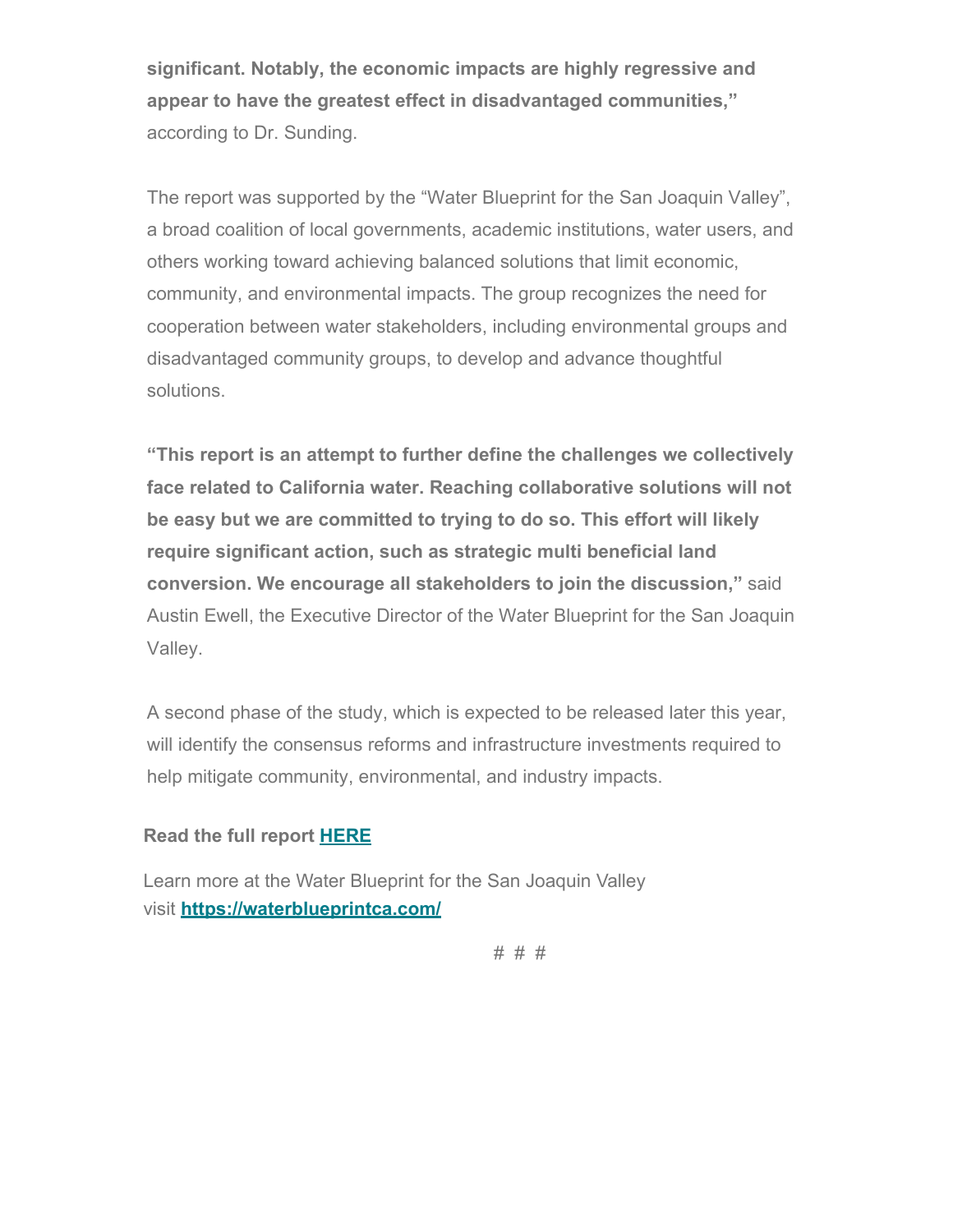**significant. Notably, the economic impacts are highly regressive and appear to have the greatest effect in disadvantaged communities,"** according to Dr. Sunding.

The report was supported by the "Water Blueprint for the San Joaquin Valley", a broad coalition of local governments, academic institutions, water users, and others working toward achieving balanced solutions that limit economic, community, and environmental impacts. The group recognizes the need for cooperation between water stakeholders, including environmental groups and disadvantaged community groups, to develop and advance thoughtful solutions.

**"This report is an attempt to further define the challenges we collectively face related to California water. Reaching collaborative solutions will not be easy but we are committed to trying to do so. This effort will likely require significant action, such as strategic multi beneficial land conversion. We encourage all stakeholders to join the discussion,"** said Austin Ewell, the Executive Director of the Water Blueprint for the San Joaquin Valley.

A second phase of the study, which is expected to be released later this year, will identify the consensus reforms and infrastructure investments required to help mitigate community, environmental, and industry impacts.

**Read the full report [HERE]()**

Learn more at the Water Blueprint for the San Joaquin Valley visit **[https://waterblueprintca.com/](https://waterblueprintca.com/)**

# # #